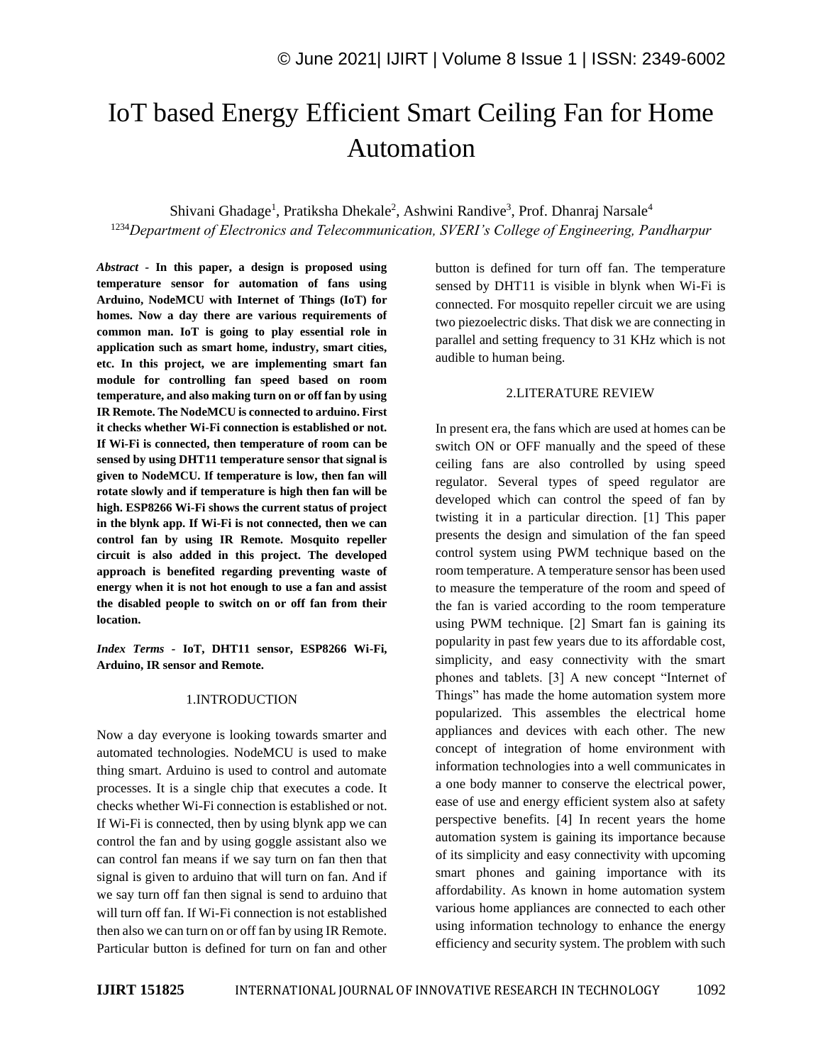# IoT based Energy Efficient Smart Ceiling Fan for Home Automation

Shivani Ghadage[1], Pratiksha Dhekale[2], Ashwini Randive[3], Prof. Dhanraj Narsale[4]

[1234]*Department of Electronics and Telecommunication, SVERI's College of Engineering, Pandharpur*

***Abstract* - In this paper, a design is proposed using temperature sensor for automation of fans using Arduino, NodeMCU with Internet of Things (IoT) for homes. Now a day there are various requirements of common man. IoT is going to play essential role in application such as smart home, industry, smart cities, etc. In this project, we are implementing smart fan module for controlling fan speed based on room temperature, and also making turn on or off fan by using IR Remote. The NodeMCU is connected to arduino. First it checks whether Wi-Fi connection is established or not. If Wi-Fi is connected, then temperature of room can be sensed by using DHT11 temperature sensor that signal is given to NodeMCU. If temperature is low, then fan will rotate slowly and if temperature is high then fan will be high. ESP8266 Wi-Fi shows the current status of project in the blynk app. If Wi-Fi is not connected, then we can control fan by using IR Remote. Mosquito repeller circuit is also added in this project. The developed approach is benefited regarding preventing waste of energy when it is not hot enough to use a fan and assist the disabled people to switch on or off fan from their location.**

***Index Terms* - IoT, DHT11 sensor, ESP8266 Wi-Fi, Arduino, IR sensor and Remote.**

## 1.INTRODUCTION

Now a day everyone is looking towards smarter and automated technologies. NodeMCU is used to make thing smart. Arduino is used to control and automate processes. It is a single chip that executes a code. It checks whether Wi-Fi connection is established or not. If Wi-Fi is connected, then by using blynk app we can control the fan and by using goggle assistant also we can control fan means if we say turn on fan then that signal is given to arduino that will turn on fan. And if we say turn off fan then signal is send to arduino that will turn off fan. If Wi-Fi connection is not established then also we can turn on or off fan by using IR Remote. Particular button is defined for turn on fan and other button is defined for turn off fan. The temperature sensed by DHT11 is visible in blynk when Wi-Fi is connected. For mosquito repeller circuit we are using two piezoelectric disks. That disk we are connecting in parallel and setting frequency to 31 KHz which is not audible to human being.

## 2.LITERATURE REVIEW

In present era, the fans which are used at homes can be switch ON or OFF manually and the speed of these ceiling fans are also controlled by using speed regulator. Several types of speed regulator are developed which can control the speed of fan by twisting it in a particular direction. [1] This paper presents the design and simulation of the fan speed control system using PWM technique based on the room temperature. A temperature sensor has been used to measure the temperature of the room and speed of the fan is varied according to the room temperature using PWM technique. [2] Smart fan is gaining its popularity in past few years due to its affordable cost, simplicity, and easy connectivity with the smart phones and tablets. [3] A new concept "Internet of Things" has made the home automation system more popularized. This assembles the electrical home appliances and devices with each other. The new concept of integration of home environment with information technologies into a well communicates in a one body manner to conserve the electrical power, ease of use and energy efficient system also at safety perspective benefits. [4] In recent years the home automation system is gaining its importance because of its simplicity and easy connectivity with upcoming smart phones and gaining importance with its affordability. As known in home automation system various home appliances are connected to each other using information technology to enhance the energy efficiency and security system. The problem with such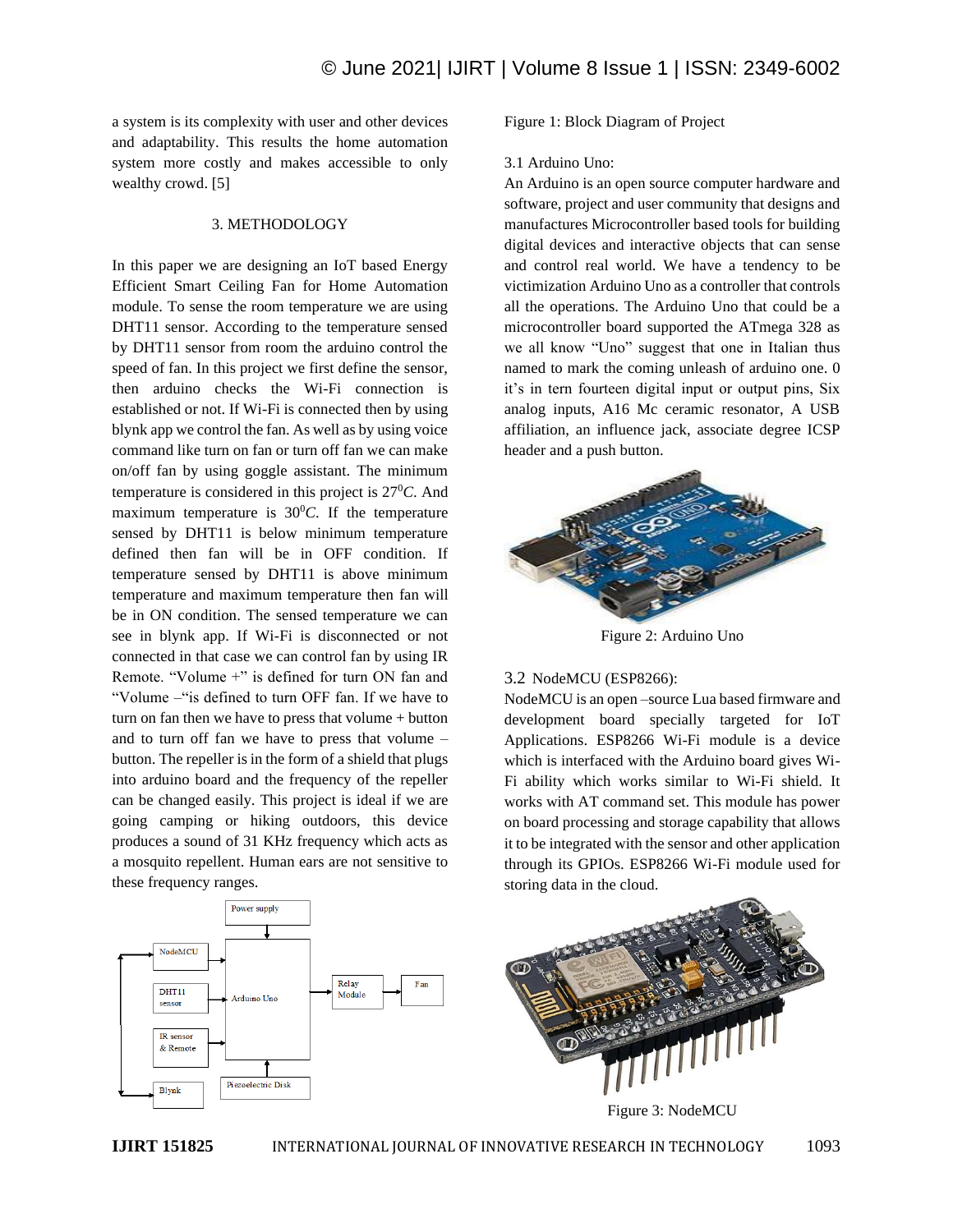a system is its complexity with user and other devices and adaptability. This results the home automation system more costly and makes accessible to only wealthy crowd. [5]

## 3. METHODOLOGY

In this paper we are designing an IoT based Energy Efficient Smart Ceiling Fan for Home Automation module. To sense the room temperature we are using DHT11 sensor. According to the temperature sensed by DHT11 sensor from room the arduino control the speed of fan. In this project we first define the sensor, then arduino checks the Wi-Fi connection is established or not. If Wi-Fi is connected then by using blynk app we control the fan. As well as by using voice command like turn on fan or turn off fan we can make on/off fan by using goggle assistant. The minimum temperature is considered in this project is $27^0C$. And maximum temperature is $30^0C$. If the temperature sensed by DHT11 is below minimum temperature defined then fan will be in OFF condition. If temperature sensed by DHT11 is above minimum temperature and maximum temperature then fan will be in ON condition. The sensed temperature we can see in blynk app. If Wi-Fi is disconnected or not connected in that case we can control fan by using IR Remote. "Volume +" is defined for turn ON fan and "Volume –"is defined to turn OFF fan. If we have to turn on fan then we have to press that volume + button and to turn off fan we have to press that volume – button. The repeller is in the form of a shield that plugs into arduino board and the frequency of the repeller can be changed easily. This project is ideal if we are going camping or hiking outdoors, this device produces a sound of 31 KHz frequency which acts as a mosquito repellent. Human ears are not sensitive to these frequency ranges.

Figure 1: Block Diagram of Project

### 3.1 Arduino Uno:

An Arduino is an open source computer hardware and software, project and user community that designs and manufactures Microcontroller based tools for building digital devices and interactive objects that can sense and control real world. We have a tendency to be victimization Arduino Uno as a controller that controls all the operations. The Arduino Uno that could be a microcontroller board supported the ATmega 328 as we all know "Uno" suggest that one in Italian thus named to mark the coming unleash of arduino one. 0 it's in tern fourteen digital input or output pins, Six analog inputs, A16 Mc ceramic resonator, A USB affiliation, an influence jack, associate degree ICSP header and a push button.

Figure 2: Arduino Uno

### 3.2 NodeMCU (ESP8266):

NodeMCU is an open –source Lua based firmware and development board specially targeted for IoT Applications. ESP8266 Wi-Fi module is a device which is interfaced with the Arduino board gives Wi-Fi ability which works similar to Wi-Fi shield. It works with AT command set. This module has power on board processing and storage capability that allows it to be integrated with the sensor and other application through its GPIOs. ESP8266 Wi-Fi module used for storing data in the cloud.

Figure 3: NodeMCU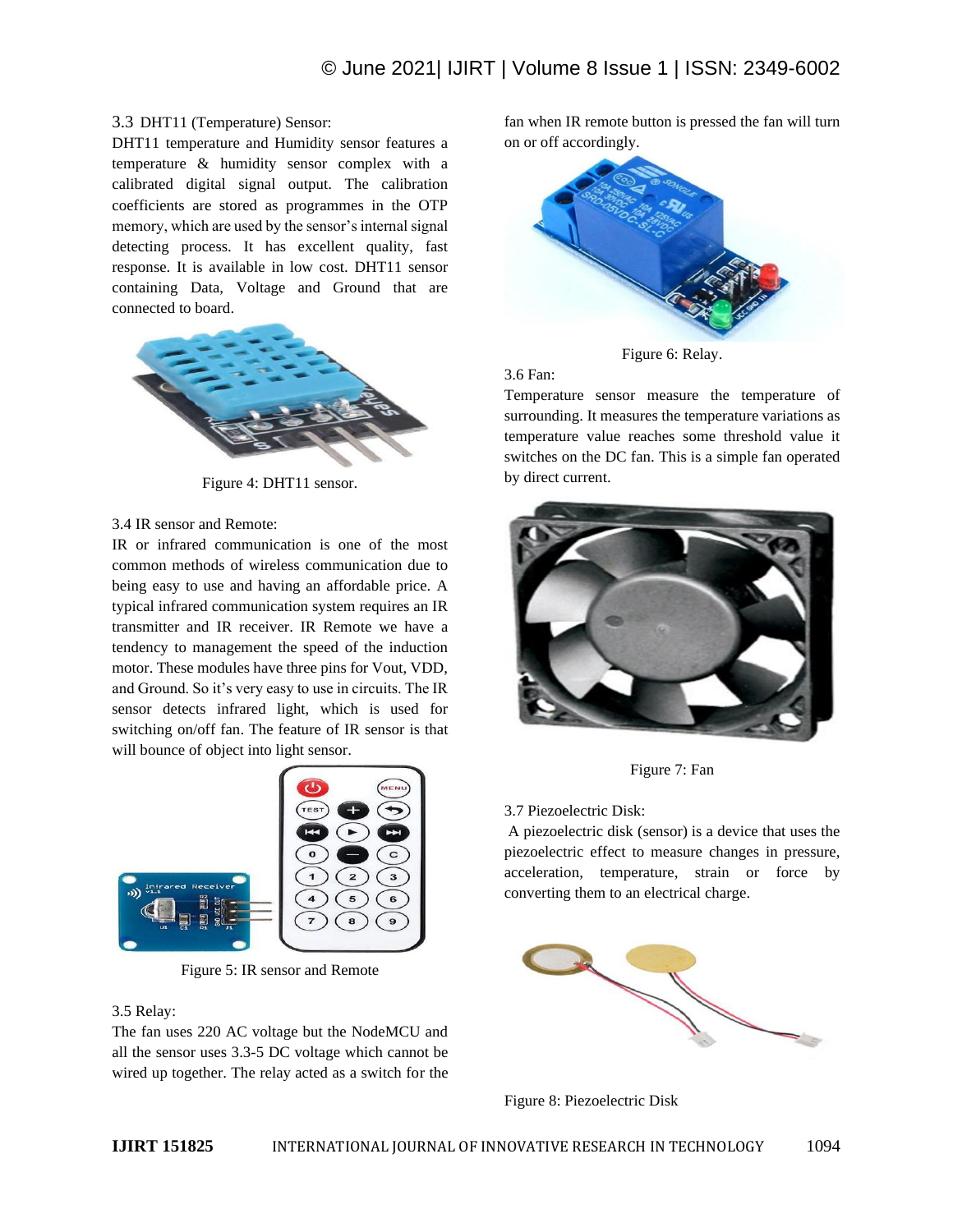### 3.3 DHT11 (Temperature) Sensor:

DHT11 temperature and Humidity sensor features a temperature & humidity sensor complex with a calibrated digital signal output. The calibration coefficients are stored as programmes in the OTP memory, which are used by the sensor's internal signal detecting process. It has excellent quality, fast response. It is available in low cost. DHT11 sensor containing Data, Voltage and Ground that are connected to board.

Figure 4: DHT11 sensor.

### 3.4 IR sensor and Remote:

IR or infrared communication is one of the most common methods of wireless communication due to being easy to use and having an affordable price. A typical infrared communication system requires an IR transmitter and IR receiver. IR Remote we have a tendency to management the speed of the induction motor. These modules have three pins for Vout, VDD, and Ground. So it's very easy to use in circuits. The IR sensor detects infrared light, which is used for switching on/off fan. The feature of IR sensor is that will bounce of object into light sensor.

Figure 5: IR sensor and Remote

### 3.5 Relay:

The fan uses 220 AC voltage but the NodeMCU and all the sensor uses 3.3-5 DC voltage which cannot be wired up together. The relay acted as a switch for the fan when IR remote button is pressed the fan will turn on or off accordingly.

Figure 6: Relay.

### 3.6 Fan:

Temperature sensor measure the temperature of surrounding. It measures the temperature variations as temperature value reaches some threshold value it switches on the DC fan. This is a simple fan operated by direct current.

Figure 7: Fan

### 3.7 Piezoelectric Disk:

A piezoelectric disk (sensor) is a device that uses the piezoelectric effect to measure changes in pressure, acceleration, temperature, strain or force by converting them to an electrical charge.

Figure 8: Piezoelectric Disk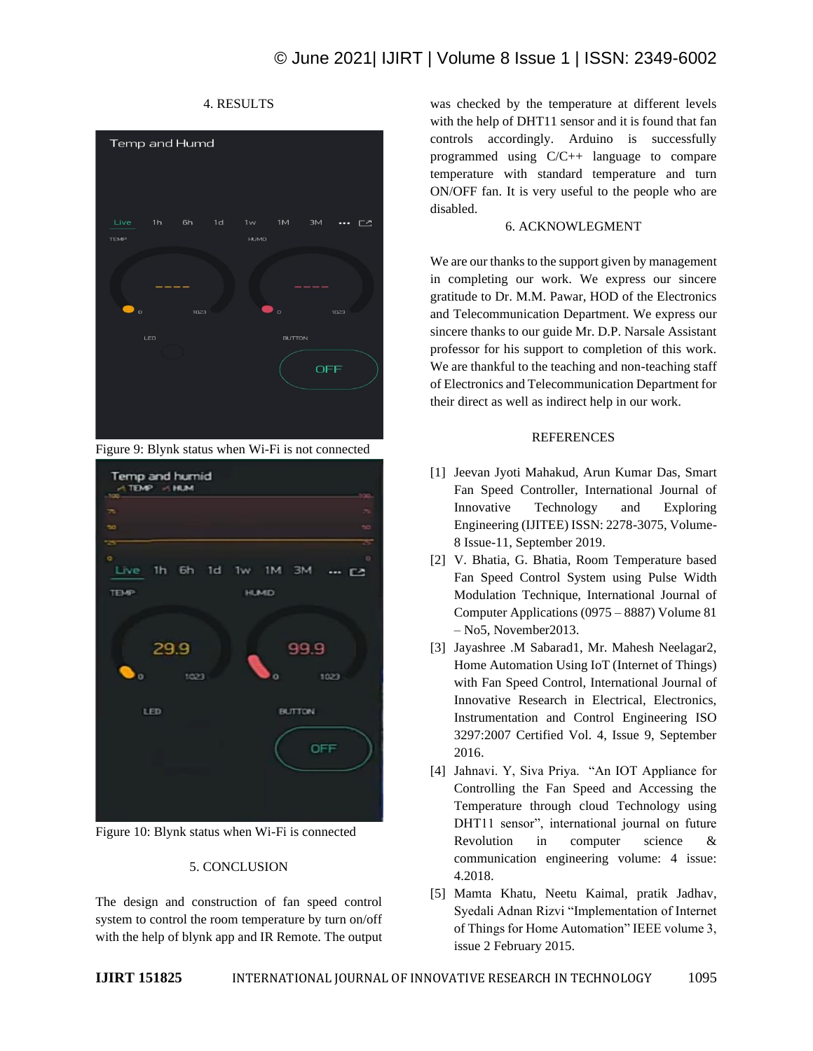## 4. RESULTS

Figure 9: Blynk status when Wi-Fi is not connected

Figure 10: Blynk status when Wi-Fi is connected

## 5. CONCLUSION

The design and construction of fan speed control system to control the room temperature by turn on/off with the help of blynk app and IR Remote. The output was checked by the temperature at different levels with the help of DHT11 sensor and it is found that fan controls accordingly. Arduino is successfully programmed using C/C++ language to compare temperature with standard temperature and turn ON/OFF fan. It is very useful to the people who are disabled.

## 6. ACKNOWLEGMENT

We are our thanks to the support given by management in completing our work. We express our sincere gratitude to Dr. M.M. Pawar, HOD of the Electronics and Telecommunication Department. We express our sincere thanks to our guide Mr. D.P. Narsale Assistant professor for his support to completion of this work. We are thankful to the teaching and non-teaching staff of Electronics and Telecommunication Department for their direct as well as indirect help in our work.

## REFERENCES

[1] Jeevan Jyoti Mahakud, Arun Kumar Das, Smart Fan Speed Controller, International Journal of Innovative Technology and Exploring Engineering (IJITEE) ISSN: 2278-3075, Volume-8 Issue-11, September 2019.

[2] V. Bhatia, G. Bhatia, Room Temperature based Fan Speed Control System using Pulse Width Modulation Technique, International Journal of Computer Applications (0975 – 8887) Volume 81 – No5, November2013.

[3] Jayashree .M Sabarad1, Mr. Mahesh Neelagar2, Home Automation Using IoT (Internet of Things) with Fan Speed Control, International Journal of Innovative Research in Electrical, Electronics, Instrumentation and Control Engineering ISO 3297:2007 Certified Vol. 4, Issue 9, September 2016.

[4] Jahnavi. Y, Siva Priya. "An IOT Appliance for Controlling the Fan Speed and Accessing the Temperature through cloud Technology using DHT11 sensor", international journal on future Revolution in computer science & communication engineering volume: 4 issue: 4.2018.

[5] Mamta Khatu, Neetu Kaimal, pratik Jadhav, Syedali Adnan Rizvi "Implementation of Internet of Things for Home Automation" IEEE volume 3, issue 2 February 2015.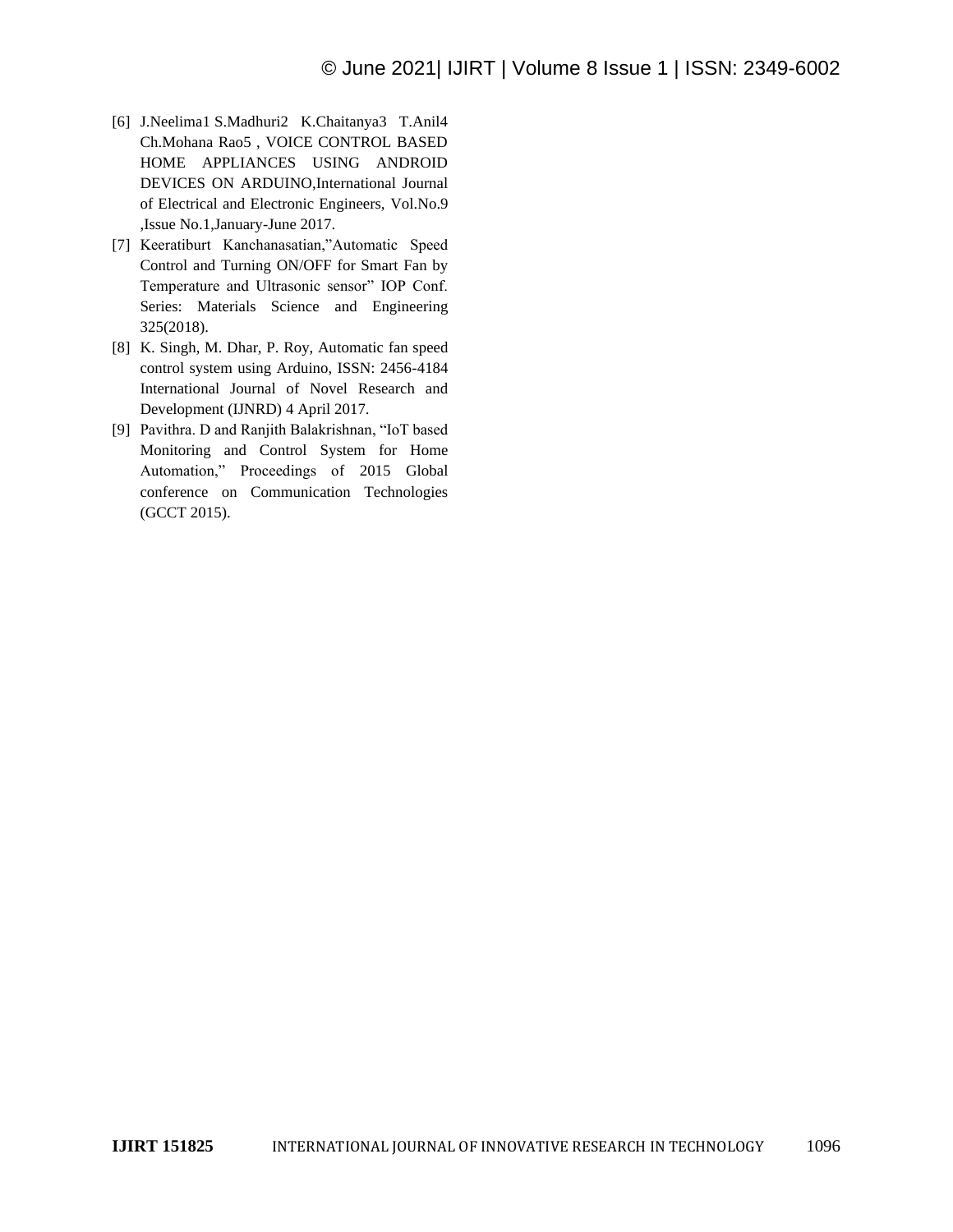[6] J.Neelima1 S.Madhuri2 K.Chaitanya3 T.Anil4 Ch.Mohana Rao5 , VOICE CONTROL BASED HOME APPLIANCES USING ANDROID DEVICES ON ARDUINO,International Journal of Electrical and Electronic Engineers, Vol.No.9 ,Issue No.1,January-June 2017.

[7] Keeratiburt Kanchanasatian,"Automatic Speed Control and Turning ON/OFF for Smart Fan by Temperature and Ultrasonic sensor" IOP Conf. Series: Materials Science and Engineering 325(2018).

[8] K. Singh, M. Dhar, P. Roy, Automatic fan speed control system using Arduino, ISSN: 2456-4184 International Journal of Novel Research and Development (IJNRD) 4 April 2017.

[9] Pavithra. D and Ranjith Balakrishnan, "IoT based Monitoring and Control System for Home Automation," Proceedings of 2015 Global conference on Communication Technologies (GCCT 2015).